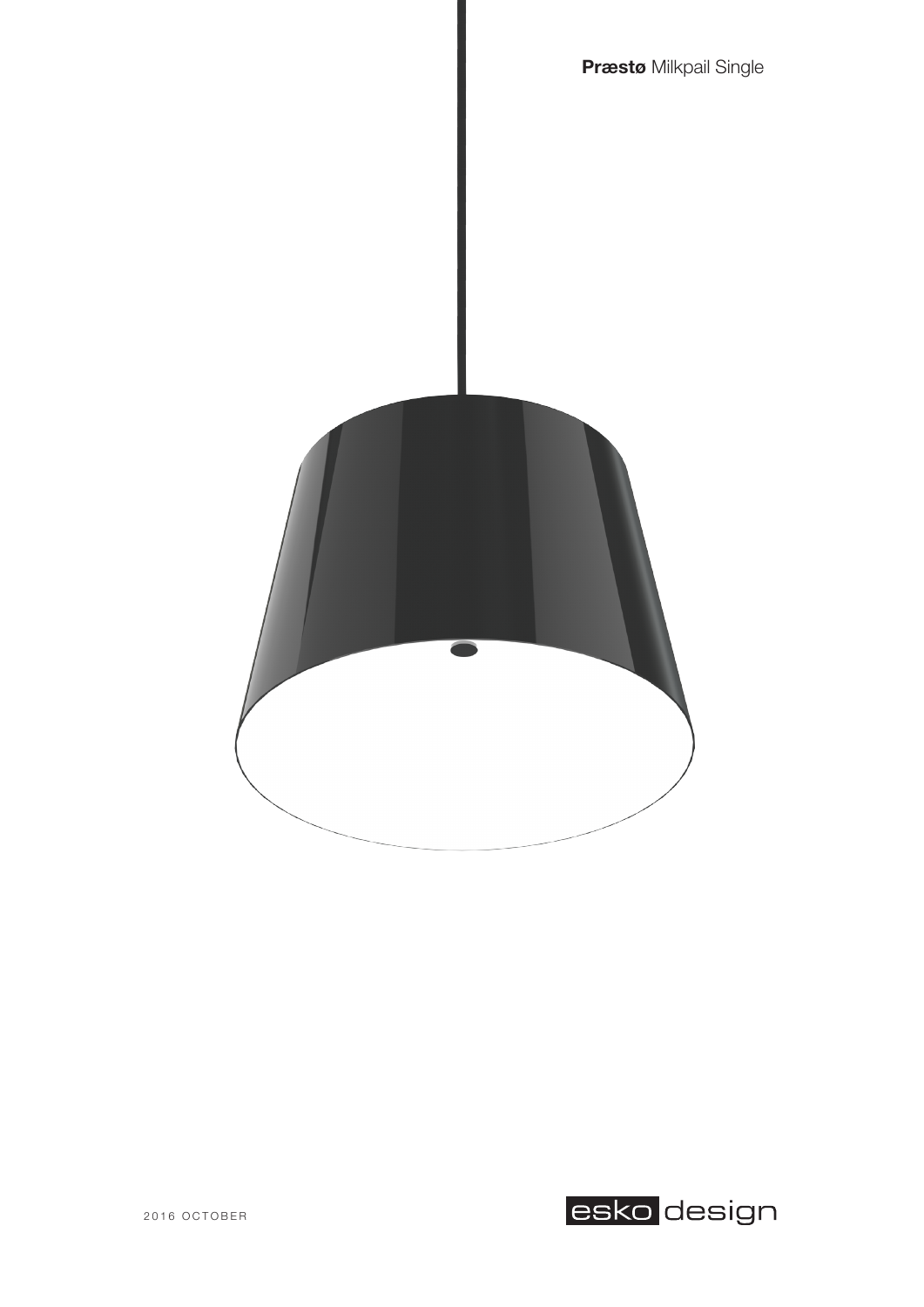**Præstø** Milkpail Single

2016 OCTOBER

esko design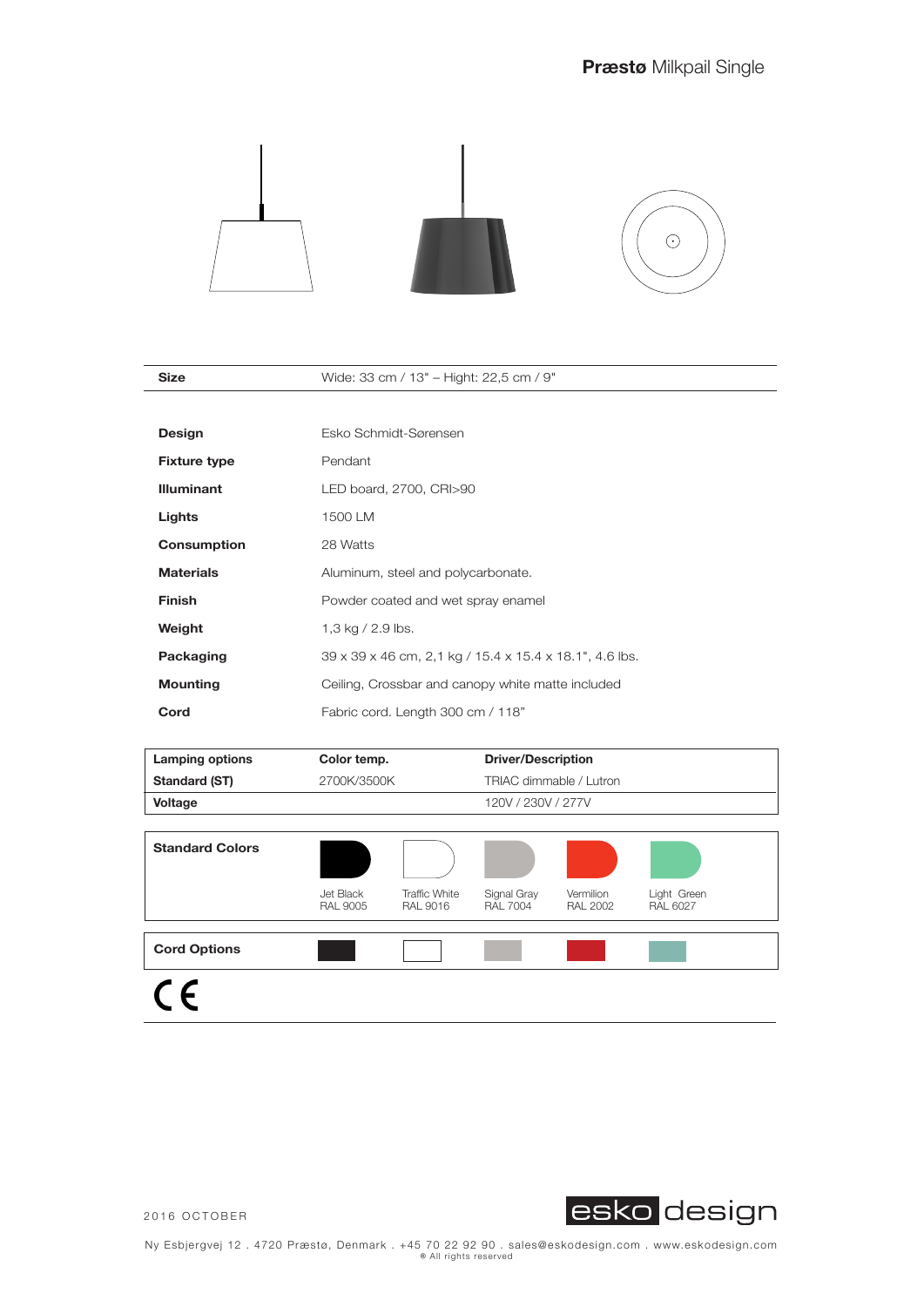# **Præstø** Milkpail Single

| **Size** | Wide: 33 cm / 13" – Hight: 22,5 cm / 9" |
|---|---|

| | |
|---|---|
| **Design** | Esko Schmidt-Sørensen |
| **Fixture type** | Pendant |
| **Illuminant** | LED board, 2700, CRI>90 |
| **Lights** | 1500 LM |
| **Consumption** | 28 Watts |
| **Materials** | Aluminum, steel and polycarbonate. |
| **Finish** | Powder coated and wet spray enamel |
| **Weight** | 1,3 kg / 2.9 lbs. |
| **Packaging** | 39 x 39 x 46 cm, 2,1 kg / 15.4 x 15.4 x 18.1", 4.6 lbs. |
| **Mounting** | Ceiling, Crossbar and canopy white matte included |
| **Cord** | Fabric cord. Length 300 cm / 118" |

| **Lamping options** | **Color temp.** | **Driver/Description** |
|---|---|---|
| **Standard (ST)** | 2700K/3500K | TRIAC dimmable / Lutron |
| **Voltage** | | 120V / 230V / 277V |

| **Standard Colors** | | | | | |
|---|---|---|---|---|---|
| | Jet Black RAL 9005 | Traffic White RAL 9016 | Signal Gray RAL 7004 | Vermilion RAL 2002 | Light Green RAL 6027 |

**Cord Options**

CE

2016 OCTOBER

esko design

Ny Esbjergvej 12 . 4720 Præstø, Denmark . +45 70 22 92 90 . sales@eskodesign.com . www.eskodesign.com
® All rights reserved